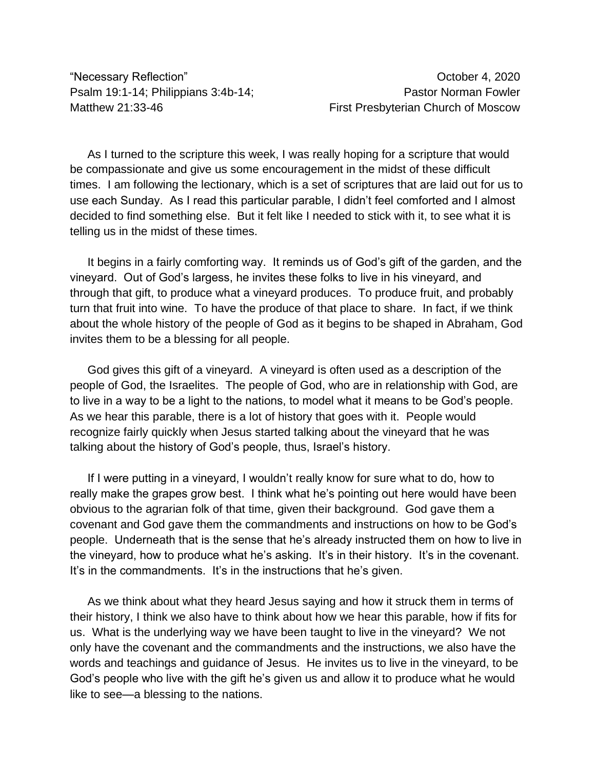"Necessary Reflection" October 4, 2020
Psalm 19:1-14; Philippians 3:4b-14; Pastor Norman Fowler
Matthew 21:33-46 First Presbyterian Church of Moscow

As I turned to the scripture this week, I was really hoping for a scripture that would be compassionate and give us some encouragement in the midst of these difficult times. I am following the lectionary, which is a set of scriptures that are laid out for us to use each Sunday. As I read this particular parable, I didn't feel comforted and I almost decided to find something else. But it felt like I needed to stick with it, to see what it is telling us in the midst of these times.

It begins in a fairly comforting way. It reminds us of God's gift of the garden, and the vineyard. Out of God's largess, he invites these folks to live in his vineyard, and through that gift, to produce what a vineyard produces. To produce fruit, and probably turn that fruit into wine. To have the produce of that place to share. In fact, if we think about the whole history of the people of God as it begins to be shaped in Abraham, God invites them to be a blessing for all people.

God gives this gift of a vineyard. A vineyard is often used as a description of the people of God, the Israelites. The people of God, who are in relationship with God, are to live in a way to be a light to the nations, to model what it means to be God's people. As we hear this parable, there is a lot of history that goes with it. People would recognize fairly quickly when Jesus started talking about the vineyard that he was talking about the history of God's people, thus, Israel's history.

If I were putting in a vineyard, I wouldn't really know for sure what to do, how to really make the grapes grow best. I think what he's pointing out here would have been obvious to the agrarian folk of that time, given their background. God gave them a covenant and God gave them the commandments and instructions on how to be God's people. Underneath that is the sense that he's already instructed them on how to live in the vineyard, how to produce what he's asking. It's in their history. It's in the covenant. It's in the commandments. It's in the instructions that he's given.

As we think about what they heard Jesus saying and how it struck them in terms of their history, I think we also have to think about how we hear this parable, how if fits for us. What is the underlying way we have been taught to live in the vineyard? We not only have the covenant and the commandments and the instructions, we also have the words and teachings and guidance of Jesus. He invites us to live in the vineyard, to be God's people who live with the gift he's given us and allow it to produce what he would like to see—a blessing to the nations.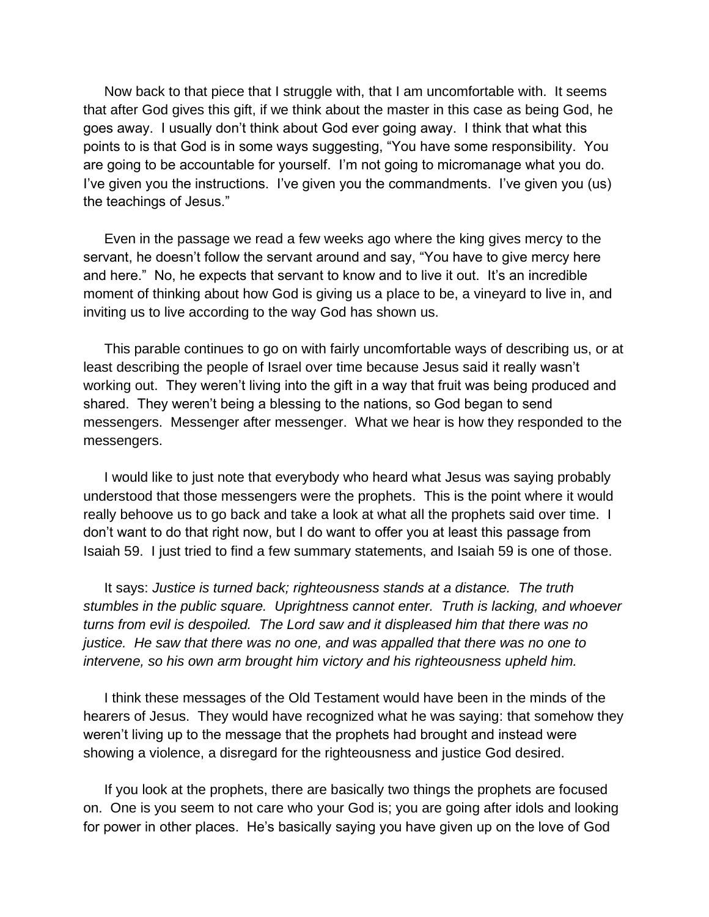Now back to that piece that I struggle with, that I am uncomfortable with. It seems that after God gives this gift, if we think about the master in this case as being God, he goes away. I usually don't think about God ever going away. I think that what this points to is that God is in some ways suggesting, "You have some responsibility. You are going to be accountable for yourself. I'm not going to micromanage what you do. I've given you the instructions. I've given you the commandments. I've given you (us) the teachings of Jesus."

Even in the passage we read a few weeks ago where the king gives mercy to the servant, he doesn't follow the servant around and say, "You have to give mercy here and here." No, he expects that servant to know and to live it out. It's an incredible moment of thinking about how God is giving us a place to be, a vineyard to live in, and inviting us to live according to the way God has shown us.

This parable continues to go on with fairly uncomfortable ways of describing us, or at least describing the people of Israel over time because Jesus said it really wasn't working out. They weren't living into the gift in a way that fruit was being produced and shared. They weren't being a blessing to the nations, so God began to send messengers. Messenger after messenger. What we hear is how they responded to the messengers.

I would like to just note that everybody who heard what Jesus was saying probably understood that those messengers were the prophets. This is the point where it would really behoove us to go back and take a look at what all the prophets said over time. I don't want to do that right now, but I do want to offer you at least this passage from Isaiah 59. I just tried to find a few summary statements, and Isaiah 59 is one of those.

It says: *Justice is turned back; righteousness stands at a distance. The truth stumbles in the public square. Uprightness cannot enter. Truth is lacking, and whoever turns from evil is despoiled. The Lord saw and it displeased him that there was no justice. He saw that there was no one, and was appalled that there was no one to intervene, so his own arm brought him victory and his righteousness upheld him.*

I think these messages of the Old Testament would have been in the minds of the hearers of Jesus. They would have recognized what he was saying: that somehow they weren't living up to the message that the prophets had brought and instead were showing a violence, a disregard for the righteousness and justice God desired.

If you look at the prophets, there are basically two things the prophets are focused on. One is you seem to not care who your God is; you are going after idols and looking for power in other places. He's basically saying you have given up on the love of God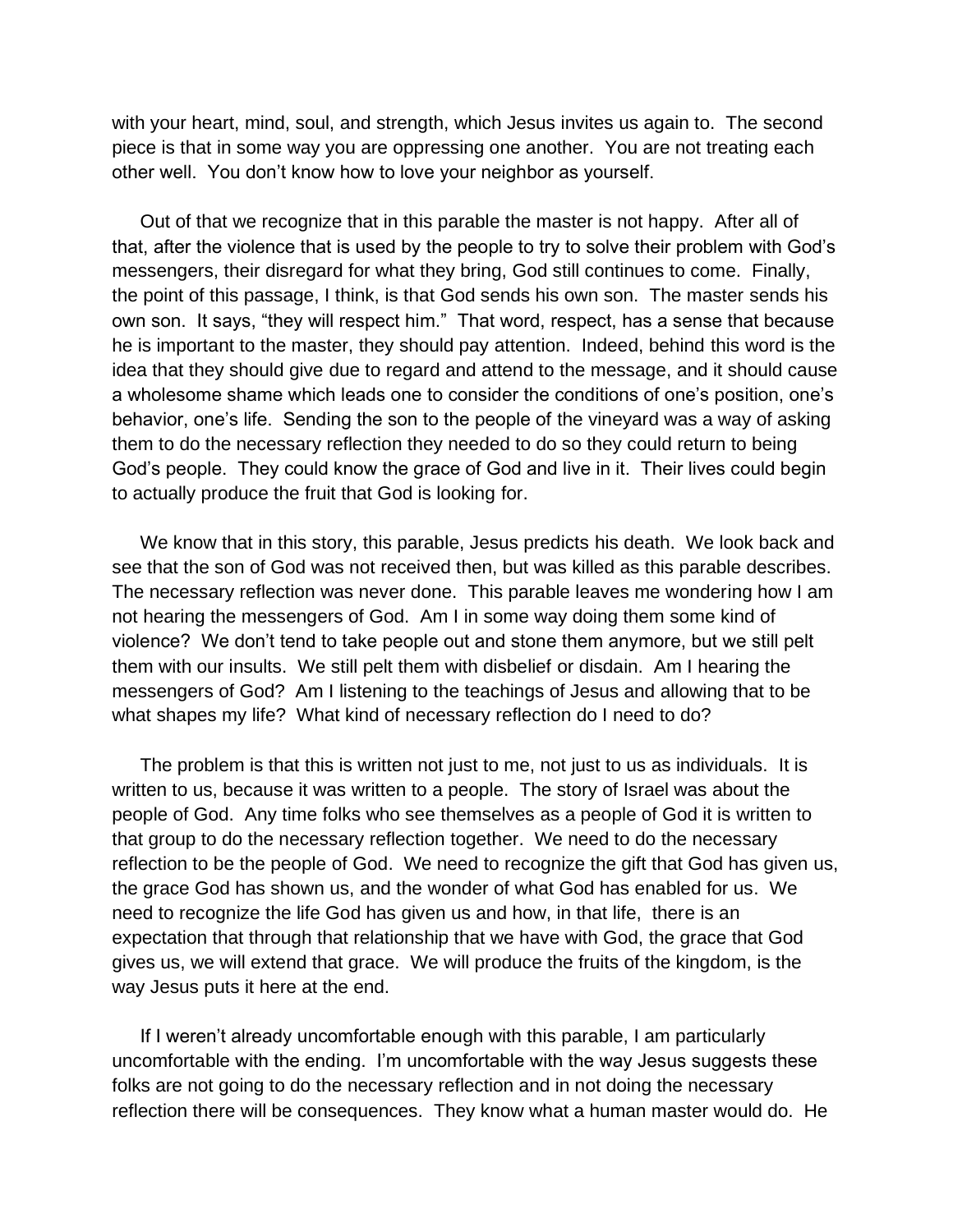with your heart, mind, soul, and strength, which Jesus invites us again to. The second piece is that in some way you are oppressing one another. You are not treating each other well. You don't know how to love your neighbor as yourself.

Out of that we recognize that in this parable the master is not happy. After all of that, after the violence that is used by the people to try to solve their problem with God's messengers, their disregard for what they bring, God still continues to come. Finally, the point of this passage, I think, is that God sends his own son. The master sends his own son. It says, "they will respect him." That word, respect, has a sense that because he is important to the master, they should pay attention. Indeed, behind this word is the idea that they should give due to regard and attend to the message, and it should cause a wholesome shame which leads one to consider the conditions of one's position, one's behavior, one's life. Sending the son to the people of the vineyard was a way of asking them to do the necessary reflection they needed to do so they could return to being God's people. They could know the grace of God and live in it. Their lives could begin to actually produce the fruit that God is looking for.

We know that in this story, this parable, Jesus predicts his death. We look back and see that the son of God was not received then, but was killed as this parable describes. The necessary reflection was never done. This parable leaves me wondering how I am not hearing the messengers of God. Am I in some way doing them some kind of violence? We don't tend to take people out and stone them anymore, but we still pelt them with our insults. We still pelt them with disbelief or disdain. Am I hearing the messengers of God? Am I listening to the teachings of Jesus and allowing that to be what shapes my life? What kind of necessary reflection do I need to do?

The problem is that this is written not just to me, not just to us as individuals. It is written to us, because it was written to a people. The story of Israel was about the people of God. Any time folks who see themselves as a people of God it is written to that group to do the necessary reflection together. We need to do the necessary reflection to be the people of God. We need to recognize the gift that God has given us, the grace God has shown us, and the wonder of what God has enabled for us. We need to recognize the life God has given us and how, in that life, there is an expectation that through that relationship that we have with God, the grace that God gives us, we will extend that grace. We will produce the fruits of the kingdom, is the way Jesus puts it here at the end.

If I weren't already uncomfortable enough with this parable, I am particularly uncomfortable with the ending. I'm uncomfortable with the way Jesus suggests these folks are not going to do the necessary reflection and in not doing the necessary reflection there will be consequences. They know what a human master would do. He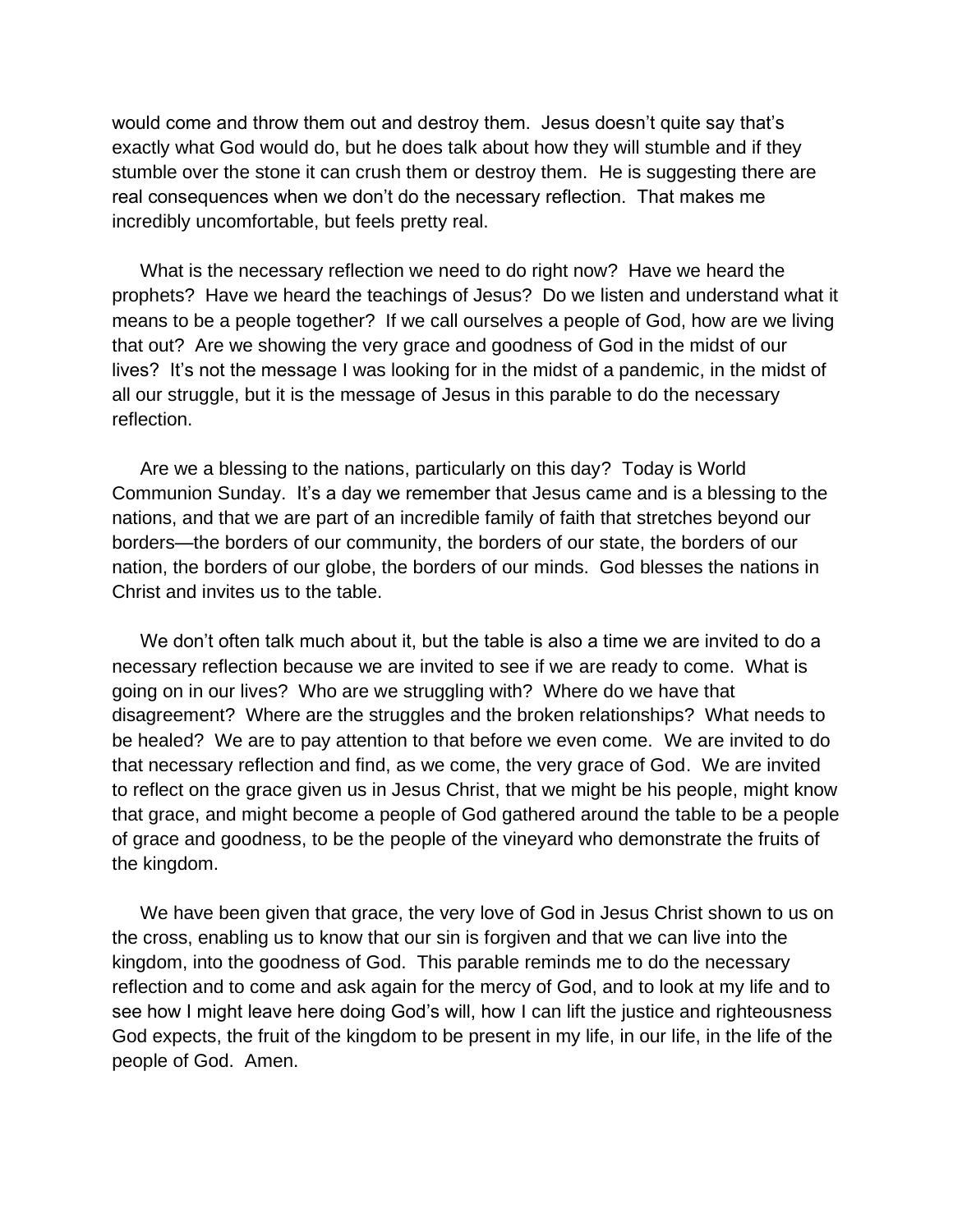would come and throw them out and destroy them. Jesus doesn't quite say that's exactly what God would do, but he does talk about how they will stumble and if they stumble over the stone it can crush them or destroy them. He is suggesting there are real consequences when we don't do the necessary reflection. That makes me incredibly uncomfortable, but feels pretty real.

What is the necessary reflection we need to do right now? Have we heard the prophets? Have we heard the teachings of Jesus? Do we listen and understand what it means to be a people together? If we call ourselves a people of God, how are we living that out? Are we showing the very grace and goodness of God in the midst of our lives? It's not the message I was looking for in the midst of a pandemic, in the midst of all our struggle, but it is the message of Jesus in this parable to do the necessary reflection.

Are we a blessing to the nations, particularly on this day? Today is World Communion Sunday. It's a day we remember that Jesus came and is a blessing to the nations, and that we are part of an incredible family of faith that stretches beyond our borders—the borders of our community, the borders of our state, the borders of our nation, the borders of our globe, the borders of our minds. God blesses the nations in Christ and invites us to the table.

We don't often talk much about it, but the table is also a time we are invited to do a necessary reflection because we are invited to see if we are ready to come. What is going on in our lives? Who are we struggling with? Where do we have that disagreement? Where are the struggles and the broken relationships? What needs to be healed? We are to pay attention to that before we even come. We are invited to do that necessary reflection and find, as we come, the very grace of God. We are invited to reflect on the grace given us in Jesus Christ, that we might be his people, might know that grace, and might become a people of God gathered around the table to be a people of grace and goodness, to be the people of the vineyard who demonstrate the fruits of the kingdom.

We have been given that grace, the very love of God in Jesus Christ shown to us on the cross, enabling us to know that our sin is forgiven and that we can live into the kingdom, into the goodness of God. This parable reminds me to do the necessary reflection and to come and ask again for the mercy of God, and to look at my life and to see how I might leave here doing God's will, how I can lift the justice and righteousness God expects, the fruit of the kingdom to be present in my life, in our life, in the life of the people of God. Amen.